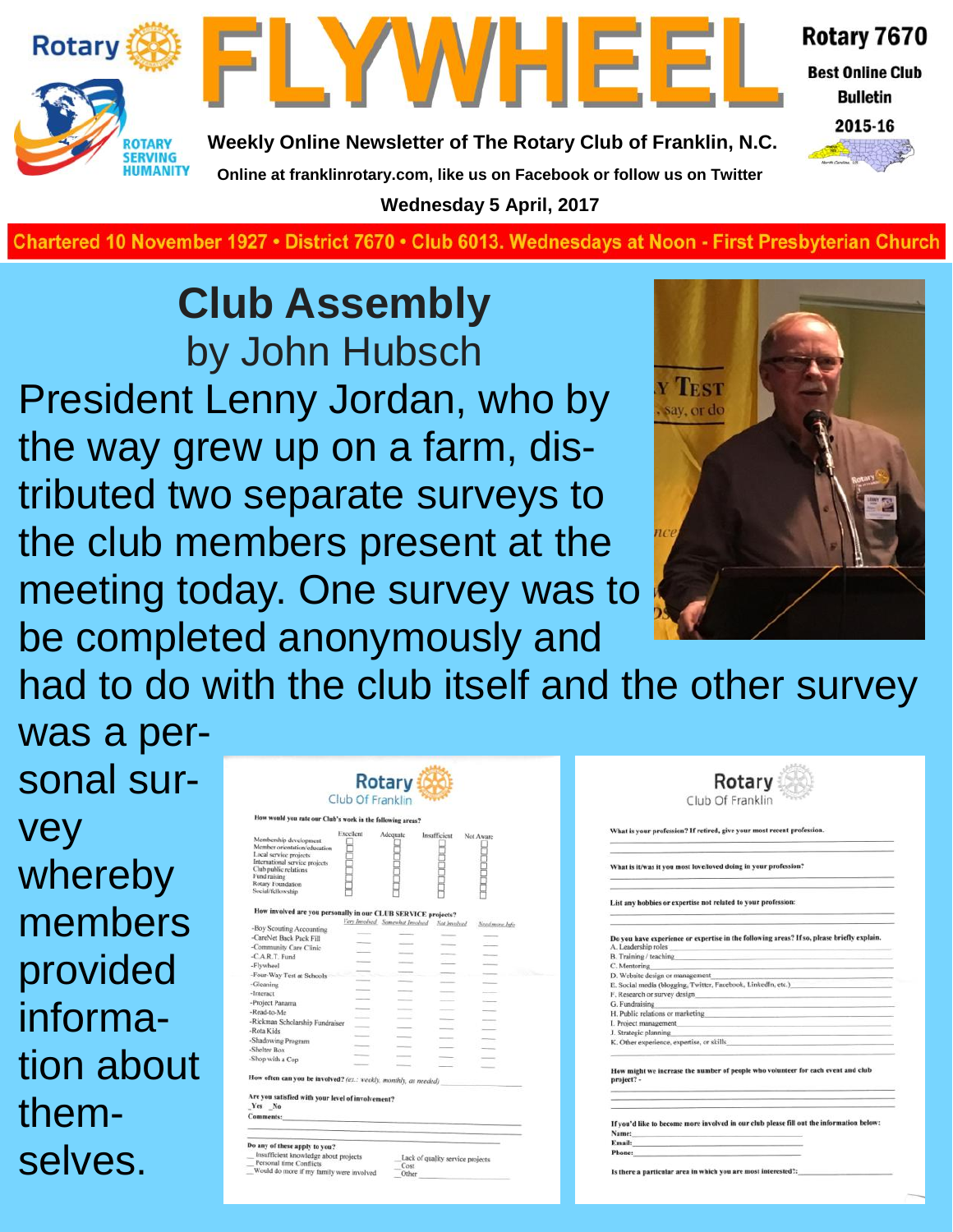# FLYWHEEL

Rotary 7670

Best Online Club Bulletin

2015-16

Weekly Online Newsletter of The Rotary Club of Franklin, N.C.

Online at franklinrotary.com, like us on Facebook or follow us on Twitter

Wednesday 5 April, 2017

Chartered 10 November 1927 • District 7670 • Club 6013. Wednesdays at Noon - First Presbyterian Church

## Club Assembly

by John Hubsch

President Lenny Jordan, who by the way grew up on a farm, distributed two separate surveys to the club members present at the meeting today. One survey was to be completed anonymously and had to do with the club itself and the other survey was a personal survey whereby members provided information about themselves.

Rotary Club Of Franklin

**How would you rate our Club's work in the following areas?**

| | Excellent | Adequate | Insufficient | Not Aware |
|---|---|---|---|---|
| Membership development | ☐ | ☐ | ☐ | ☐ |
| Member orientation/education | ☐ | ☐ | ☐ | ☐ |
| Local service projects | ☐ | ☐ | ☐ | ☐ |
| International service projects | ☐ | ☐ | ☐ | ☐ |
| Club public relations | ☐ | ☐ | ☐ | ☐ |
| Fund raising | ☐ | ☐ | ☐ | ☐ |
| Rotary Foundation | ☐ | ☐ | ☐ | ☐ |
| Social/fellowship | ☐ | ☐ | ☐ | ☐ |

**How involved are you personally in our CLUB SERVICE projects?**

| | Very Involved | Somewhat Involved | Not Involved | Need more Info |
|---|---|---|---|---|
| -Boy Scouting Accounting | ___ | ___ | ___ | ___ |
| -CareNet Back Pack Fill | ___ | ___ | ___ | ___ |
| -Community Care Clinic | ___ | ___ | ___ | ___ |
| -C.A.R.T. Fund | ___ | ___ | ___ | ___ |
| -Flywheel | ___ | ___ | ___ | ___ |
| -Four-Way Test at Schools | ___ | ___ | ___ | ___ |
| -Gleaning | ___ | ___ | ___ | ___ |
| -Interact | ___ | ___ | ___ | ___ |
| -Project Panama | ___ | ___ | ___ | ___ |
| -Read-to-Me | ___ | ___ | ___ | ___ |
| -Rickman Scholarship Fundraiser | ___ | ___ | ___ | ___ |
| -Rota Kids | ___ | ___ | ___ | ___ |
| -Shadowing Program | ___ | ___ | ___ | ___ |
| -Shelter Box | ___ | ___ | ___ | ___ |
| -Shop with a Cop | ___ | ___ | ___ | ___ |

How often can you be involved? (ex.: weekly, monthly, as needed) ______

Are you satisfied with your level of involvement?
_Yes _No
Comments: ______

Do any of these apply to you?
__ Insufficient knowledge about projects
__ Personal time Conflicts
__ Would do more if my family were involved
__ Lack of quality service projects
__ Cost
__ Other ______

Rotary Club Of Franklin

What is your profession? If retired, give your most recent profession. ______

What is it/was it you most love/loved doing in your profession? ______

List any hobbies or expertise not related to your profession: ______

Do you have experience or expertise in the following areas? If so, please briefly explain.
A. Leadership roles ______
B. Training / teaching ______
C. Mentoring ______
D. Website design or management ______
E. Social media (blogging, Twitter, Facebook, LinkedIn, etc.) ______
F. Research or survey design ______
G. Fundraising ______
H. Public relations or marketing ______
I. Project management ______
J. Strategic planning ______
K. Other experience, expertise, or skills ______

How might we increase the number of people who volunteer for each event and club project? - ______

If you'd like to become more involved in our club please fill out the information below:
Name: ______
Email: ______
Phone: ______

Is there a particular area in which you are most interested?: ______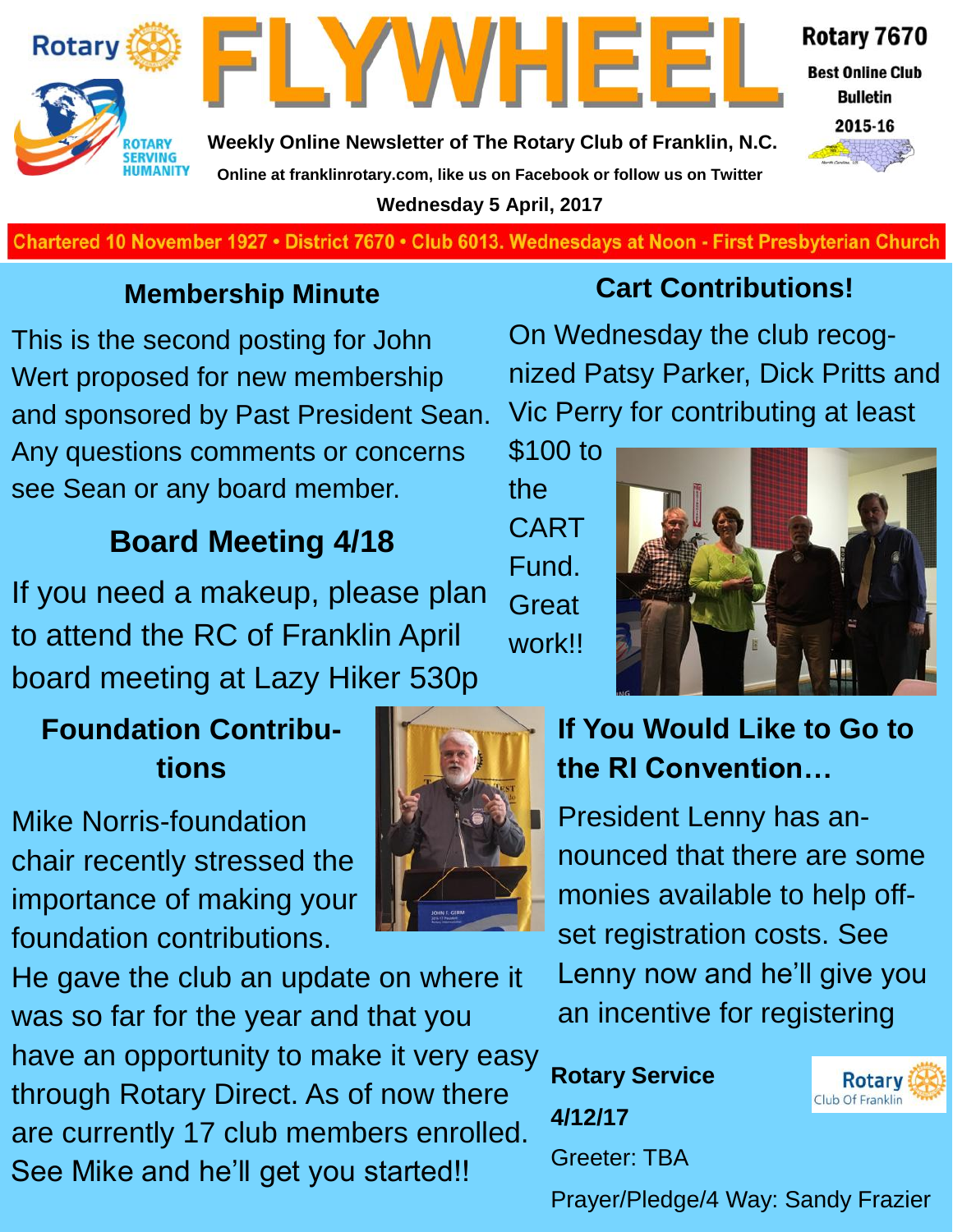# FLYWHEEL

**Rotary 7670**

**Best Online Club Bulletin**

**2015-16**

**Weekly Online Newsletter of The Rotary Club of Franklin, N.C.**

**Online at franklinrotary.com, like us on Facebook or follow us on Twitter**

**Wednesday 5 April, 2017**

**Chartered 10 November 1927 • District 7670 • Club 6013. Wednesdays at Noon - First Presbyterian Church**

## Membership Minute

This is the second posting for John Wert proposed for new membership and sponsored by Past President Sean. Any questions comments or concerns see Sean or any board member.

## Board Meeting 4/18

If you need a makeup, please plan to attend the RC of Franklin April board meeting at Lazy Hiker 530p

## Foundation Contributions

Mike Norris-foundation chair recently stressed the importance of making your foundation contributions.

He gave the club an update on where it was so far for the year and that you have an opportunity to make it very easy through Rotary Direct. As of now there are currently 17 club members enrolled. See Mike and he'll get you started!!

## Cart Contributions!

On Wednesday the club recognized Patsy Parker, Dick Pritts and Vic Perry for contributing at least $100 to the CART Fund. Great work!!

## If You Would Like to Go to the RI Convention…

President Lenny has announced that there are some monies available to help offset registration costs. See Lenny now and he'll give you an incentive for registering

**Rotary Service**

**4/12/17**

Greeter: TBA

Prayer/Pledge/4 Way: Sandy Frazier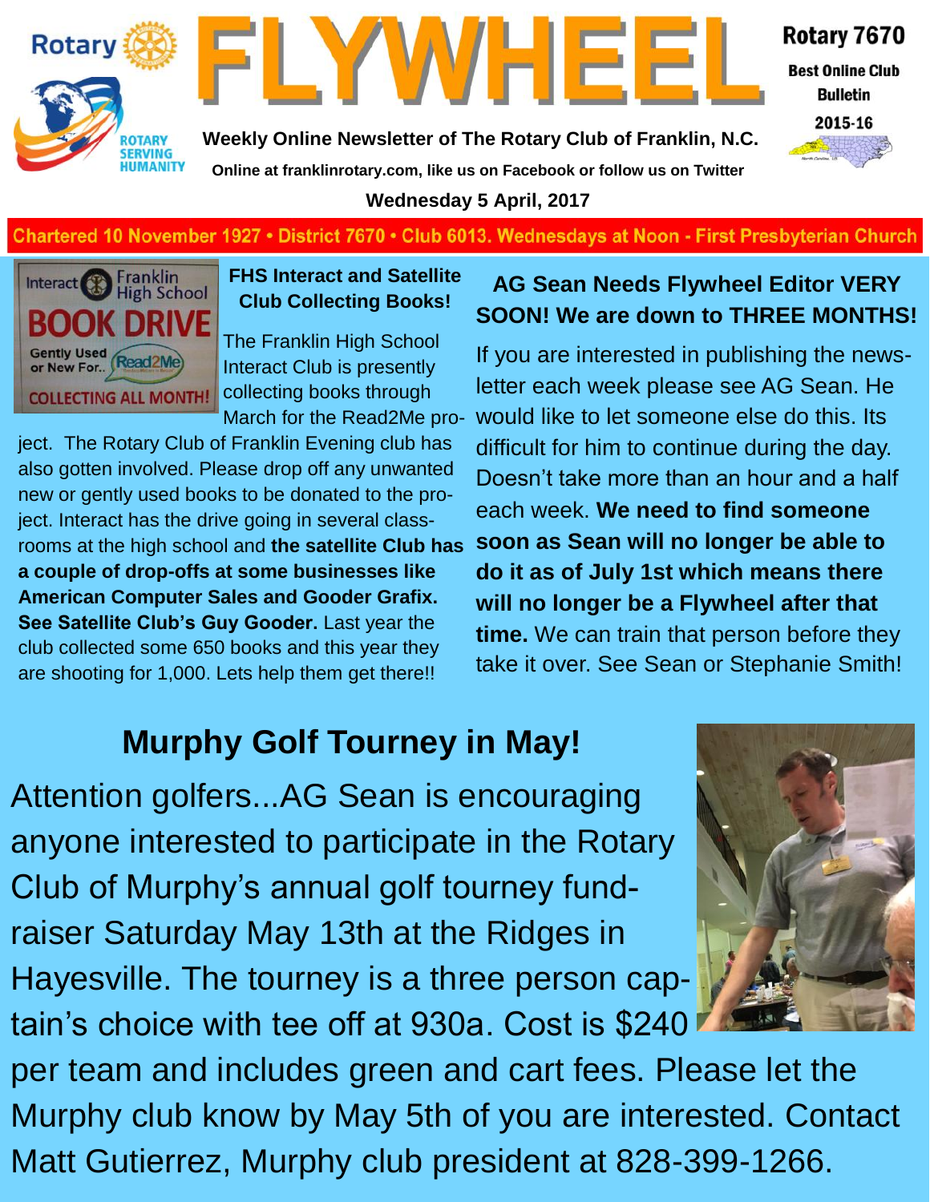Weekly Online Newsletter of The Rotary Club of Franklin, N.C.

Online at franklinrotary.com, like us on Facebook or follow us on Twitter

**Wednesday 5 April, 2017**

Chartered 10 November 1927 • District 7670 • Club 6013. Wednesdays at Noon - First Presbyterian Church

### FHS Interact and Satellite Club Collecting Books!

The Franklin High School Interact Club is presently collecting books through March for the Read2Me project. The Rotary Club of Franklin Evening club has also gotten involved. Please drop off any unwanted new or gently used books to be donated to the project. Interact has the drive going in several classrooms at the high school and **the satellite Club has a couple of drop-offs at some businesses like American Computer Sales and Gooder Grafix. See Satellite Club's Guy Gooder.** Last year the club collected some 650 books and this year they are shooting for 1,000. Lets help them get there!!

### AG Sean Needs Flywheel Editor VERY SOON! We are down to THREE MONTHS!

If you are interested in publishing the newsletter each week please see AG Sean. He would like to let someone else do this. Its difficult for him to continue during the day. Doesn't take more than an hour and a half each week. **We need to find someone soon as Sean will no longer be able to do it as of July 1st which means there will no longer be a Flywheel after that time.** We can train that person before they take it over. See Sean or Stephanie Smith!

## Murphy Golf Tourney in May!

Attention golfers...AG Sean is encouraging anyone interested to participate in the Rotary Club of Murphy's annual golf tourney fundraiser Saturday May 13th at the Ridges in Hayesville. The tourney is a three person captain's choice with tee off at 930a. Cost is $240 per team and includes green and cart fees. Please let the Murphy club know by May 5th of you are interested. Contact Matt Gutierrez, Murphy club president at 828-399-1266.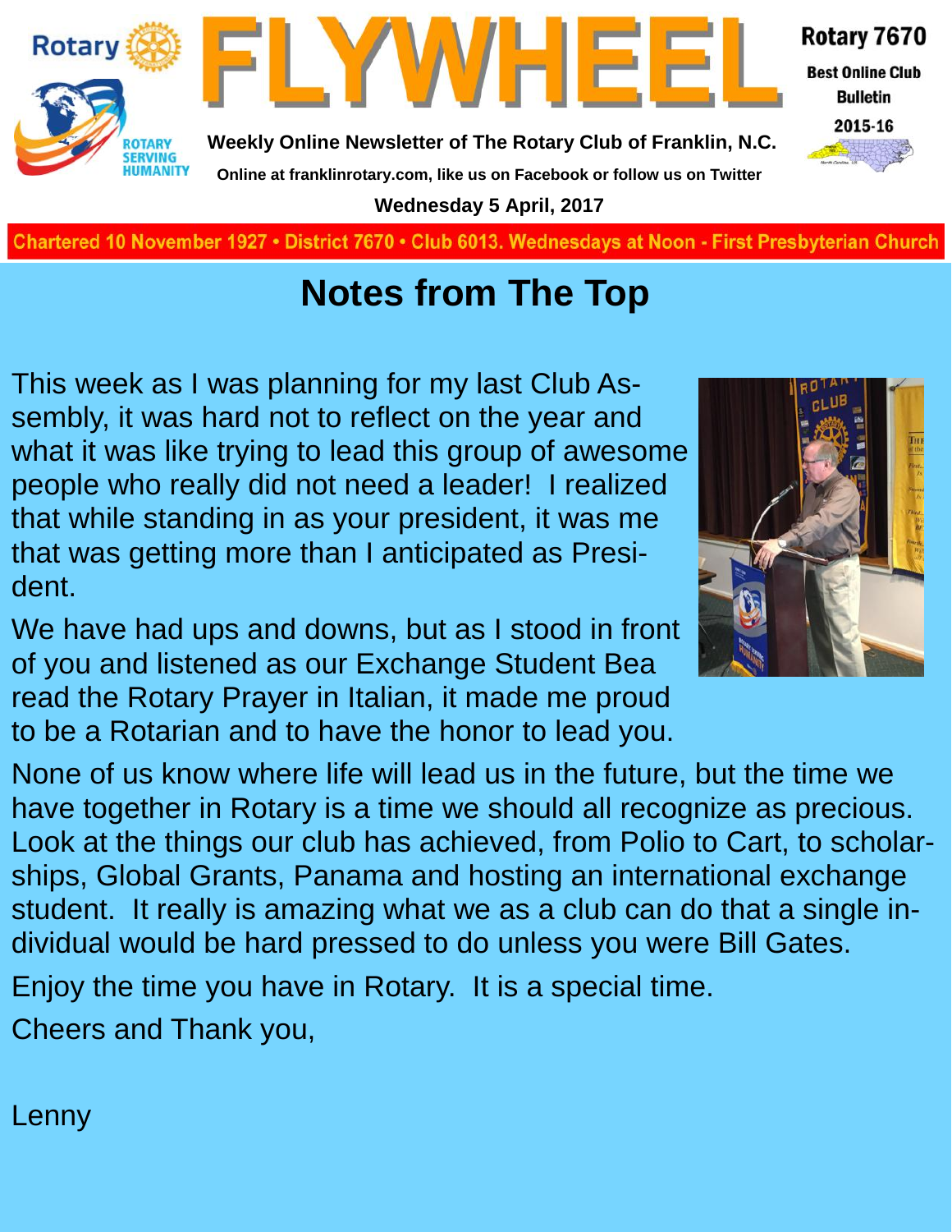# Notes from The Top

This week as I was planning for my last Club Assembly, it was hard not to reflect on the year and what it was like trying to lead this group of awesome people who really did not need a leader! I realized that while standing in as your president, it was me that was getting more than I anticipated as President.

We have had ups and downs, but as I stood in front of you and listened as our Exchange Student Bea read the Rotary Prayer in Italian, it made me proud to be a Rotarian and to have the honor to lead you.

None of us know where life will lead us in the future, but the time we have together in Rotary is a time we should all recognize as precious. Look at the things our club has achieved, from Polio to Cart, to scholarships, Global Grants, Panama and hosting an international exchange student. It really is amazing what we as a club can do that a single individual would be hard pressed to do unless you were Bill Gates.

Enjoy the time you have in Rotary. It is a special time.

Cheers and Thank you,

Lenny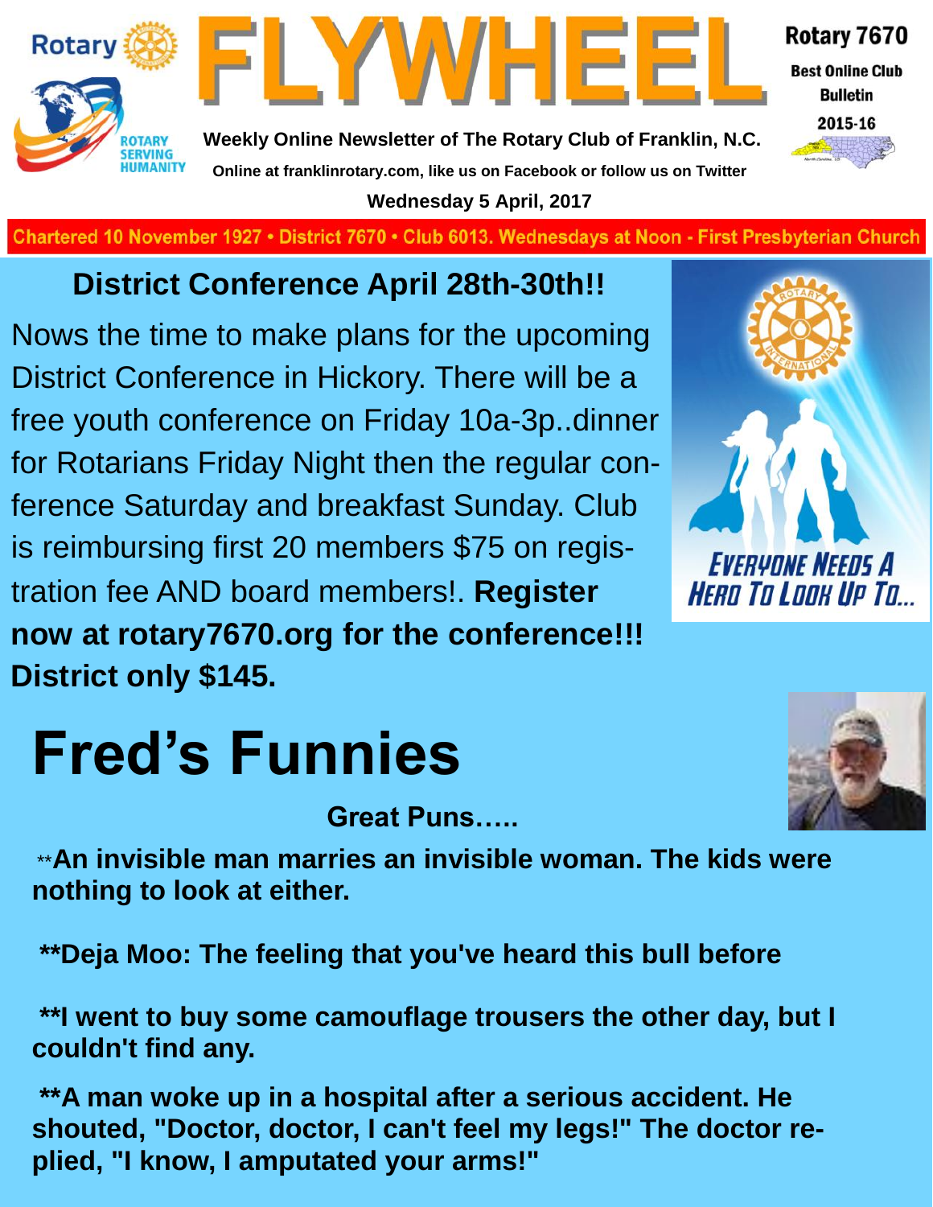# FLYWHEEL

Rotary 7670
Best Online Club Bulletin
2015-16

Weekly Online Newsletter of The Rotary Club of Franklin, N.C.

Online at franklinrotary.com, like us on Facebook or follow us on Twitter

Wednesday 5 April, 2017

Chartered 10 November 1927 • District 7670 • Club 6013. Wednesdays at Noon - First Presbyterian Church

## District Conference April 28th-30th!!

Nows the time to make plans for the upcoming District Conference in Hickory. There will be a free youth conference on Friday 10a-3p..dinner for Rotarians Friday Night then the regular conference Saturday and breakfast Sunday. Club is reimbursing first 20 members $75 on registration fee AND board members!. **Register now at rotary7670.org for the conference!!! District only $145.**

Everyone Needs A Hero To Look Up To...

# Fred's Funnies

**Great Puns…..**

**An invisible man marries an invisible woman. The kids were nothing to look at either.**

**Deja Moo: The feeling that you've heard this bull before**

**I went to buy some camouflage trousers the other day, but I couldn't find any.**

**A man woke up in a hospital after a serious accident. He shouted, "Doctor, doctor, I can't feel my legs!" The doctor replied, "I know, I amputated your arms!"**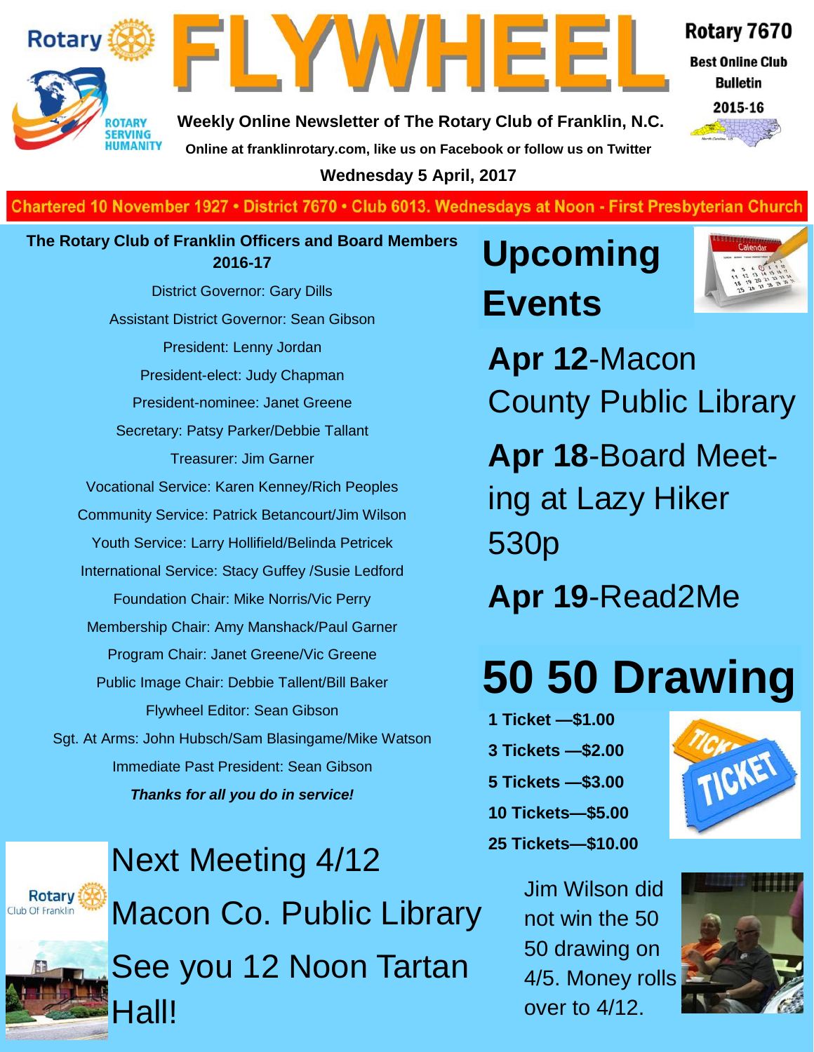Rotary

ROTARY SERVING HUMANITY

# FLYWHEEL

Rotary 7670

Best Online Club Bulletin

2015-16

**Weekly Online Newsletter of The Rotary Club of Franklin, N.C.**

**Online at franklinrotary.com, like us on Facebook or follow us on Twitter**

**Wednesday 5 April, 2017**

Chartered 10 November 1927 • District 7670 • Club 6013. Wednesdays at Noon - First Presbyterian Church

**The Rotary Club of Franklin Officers and Board Members 2016-17**

District Governor: Gary Dills

Assistant District Governor: Sean Gibson

President: Lenny Jordan

President-elect: Judy Chapman

President-nominee: Janet Greene

Secretary: Patsy Parker/Debbie Tallant

Treasurer: Jim Garner

Vocational Service: Karen Kenney/Rich Peoples

Community Service: Patrick Betancourt/Jim Wilson

Youth Service: Larry Hollifield/Belinda Petricek

International Service: Stacy Guffey /Susie Ledford

Foundation Chair: Mike Norris/Vic Perry

Membership Chair: Amy Manshack/Paul Garner

Program Chair: Janet Greene/Vic Greene

Public Image Chair: Debbie Tallent/Bill Baker

Flywheel Editor: Sean Gibson

Sgt. At Arms: John Hubsch/Sam Blasingame/Mike Watson

Immediate Past President: Sean Gibson

***Thanks for all you do in service!***

Rotary Club Of Franklin

## Next Meeting 4/12

## Macon Co. Public Library

## See you 12 Noon Tartan Hall!

# Upcoming Events

**Apr 12**-Macon County Public Library

**Apr 18**-Board Meeting at Lazy Hiker 530p

**Apr 19**-Read2Me

# 50 50 Drawing

**1 Ticket —$1.00**

**3 Tickets —$2.00**

**5 Tickets —$3.00**

**10 Tickets—$5.00**

**25 Tickets—$10.00**

Jim Wilson did not win the 50 50 drawing on 4/5. Money rolls over to 4/12.